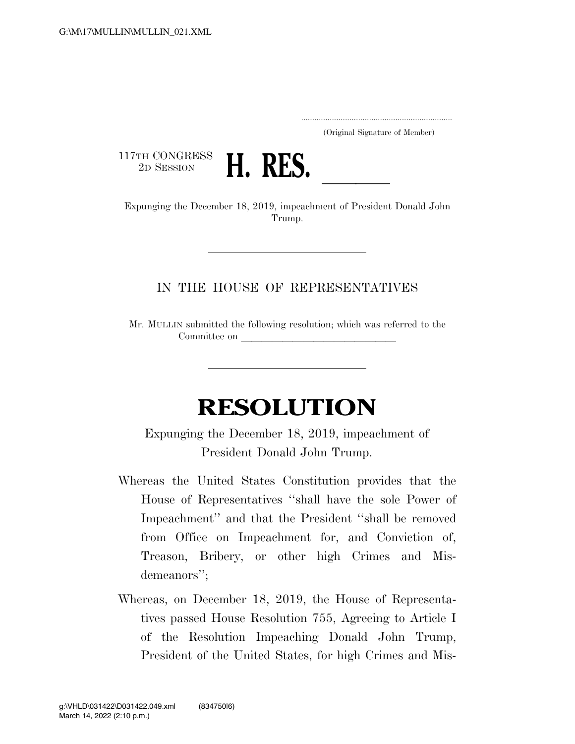(Original Signature of Member)

117TH CONGRESS
2D SESSION

# H. RES. ______

Expunging the December 18, 2019, impeachment of President Donald John Trump.

---

IN THE HOUSE OF REPRESENTATIVES

Mr. MULLIN submitted the following resolution; which was referred to the Committee on ______________________________

---

# RESOLUTION

Expunging the December 18, 2019, impeachment of President Donald John Trump.

Whereas the United States Constitution provides that the House of Representatives "shall have the sole Power of Impeachment" and that the President "shall be removed from Office on Impeachment for, and Conviction of, Treason, Bribery, or other high Crimes and Misdemeanors";

Whereas, on December 18, 2019, the House of Representatives passed House Resolution 755, Agreeing to Article I of the Resolution Impeaching Donald John Trump, President of the United States, for high Crimes and Mis-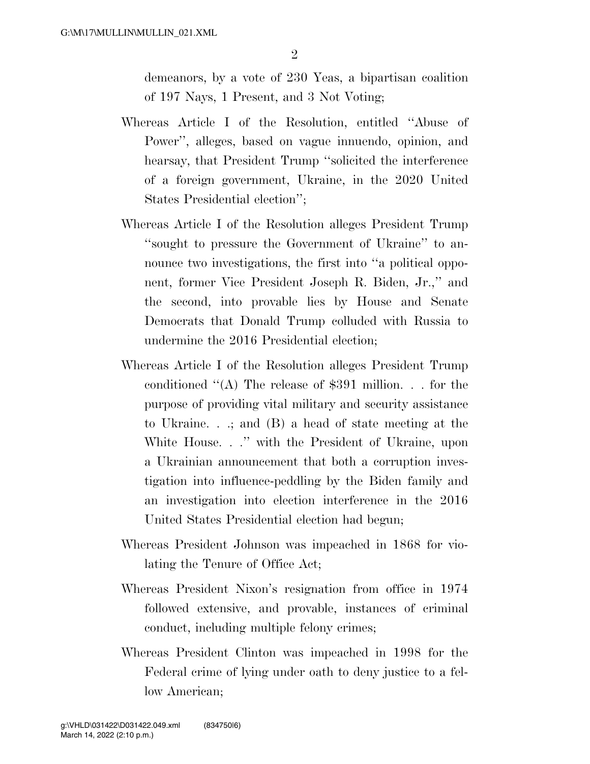demeanors, by a vote of 230 Yeas, a bipartisan coalition of 197 Nays, 1 Present, and 3 Not Voting;

Whereas Article I of the Resolution, entitled ''Abuse of Power'', alleges, based on vague innuendo, opinion, and hearsay, that President Trump ''solicited the interference of a foreign government, Ukraine, in the 2020 United States Presidential election'';

Whereas Article I of the Resolution alleges President Trump ''sought to pressure the Government of Ukraine'' to announce two investigations, the first into ''a political opponent, former Vice President Joseph R. Biden, Jr.,'' and the second, into provable lies by House and Senate Democrats that Donald Trump colluded with Russia to undermine the 2016 Presidential election;

Whereas Article I of the Resolution alleges President Trump conditioned ''(A) The release of $391 million. . . for the purpose of providing vital military and security assistance to Ukraine. . .; and (B) a head of state meeting at the White House. . .'' with the President of Ukraine, upon a Ukrainian announcement that both a corruption investigation into influence-peddling by the Biden family and an investigation into election interference in the 2016 United States Presidential election had begun;

Whereas President Johnson was impeached in 1868 for violating the Tenure of Office Act;

Whereas President Nixon's resignation from office in 1974 followed extensive, and provable, instances of criminal conduct, including multiple felony crimes;

Whereas President Clinton was impeached in 1998 for the Federal crime of lying under oath to deny justice to a fellow American;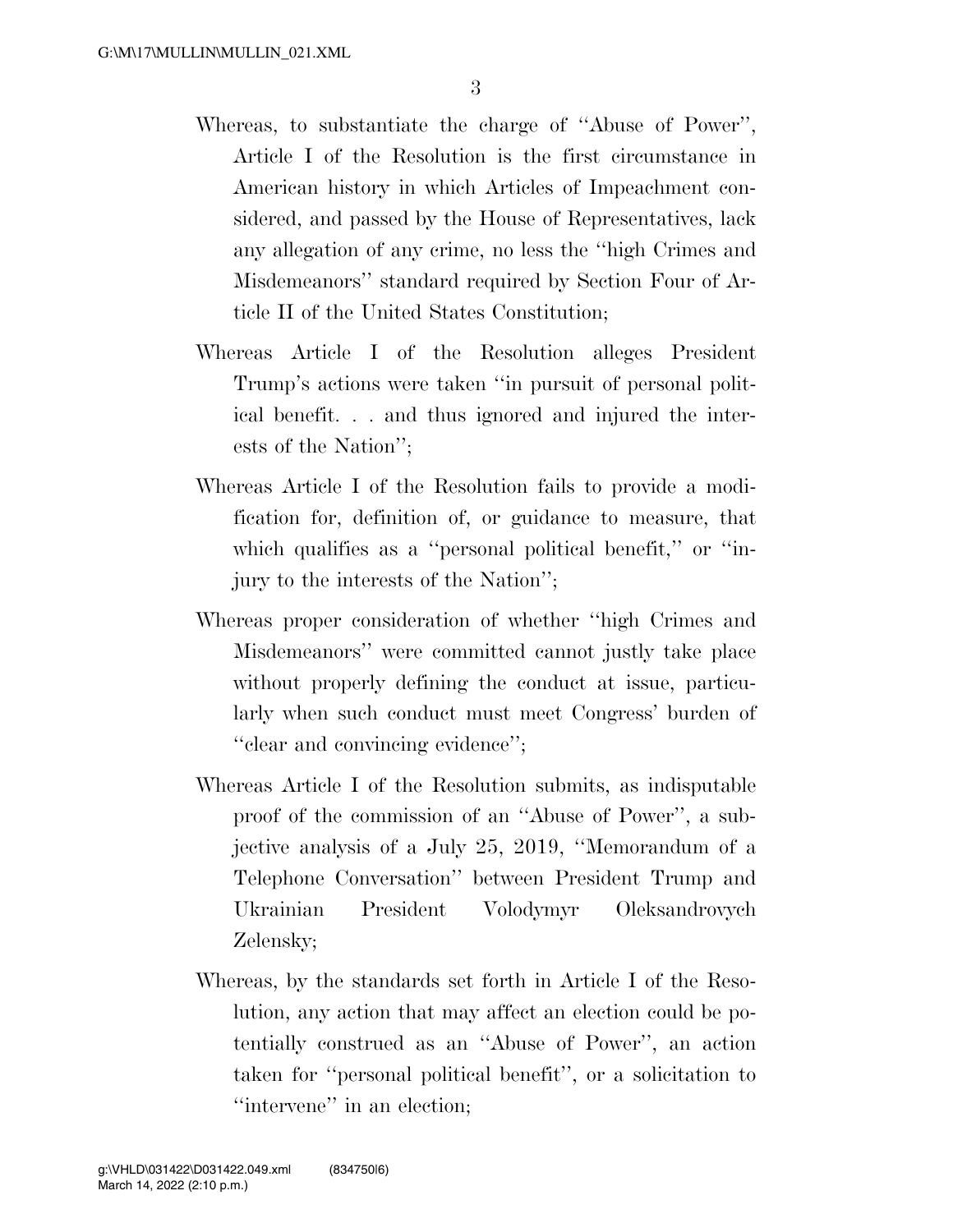Whereas, to substantiate the charge of ''Abuse of Power'', Article I of the Resolution is the first circumstance in American history in which Articles of Impeachment considered, and passed by the House of Representatives, lack any allegation of any crime, no less the ''high Crimes and Misdemeanors'' standard required by Section Four of Article II of the United States Constitution;

Whereas Article I of the Resolution alleges President Trump's actions were taken ''in pursuit of personal political benefit. . . and thus ignored and injured the interests of the Nation'';

Whereas Article I of the Resolution fails to provide a modification for, definition of, or guidance to measure, that which qualifies as a ''personal political benefit,'' or ''injury to the interests of the Nation'';

Whereas proper consideration of whether ''high Crimes and Misdemeanors'' were committed cannot justly take place without properly defining the conduct at issue, particularly when such conduct must meet Congress' burden of ''clear and convincing evidence'';

Whereas Article I of the Resolution submits, as indisputable proof of the commission of an ''Abuse of Power'', a subjective analysis of a July 25, 2019, ''Memorandum of a Telephone Conversation'' between President Trump and Ukrainian President Volodymyr Oleksandrovych Zelensky;

Whereas, by the standards set forth in Article I of the Resolution, any action that may affect an election could be potentially construed as an ''Abuse of Power'', an action taken for ''personal political benefit'', or a solicitation to ''intervene'' in an election;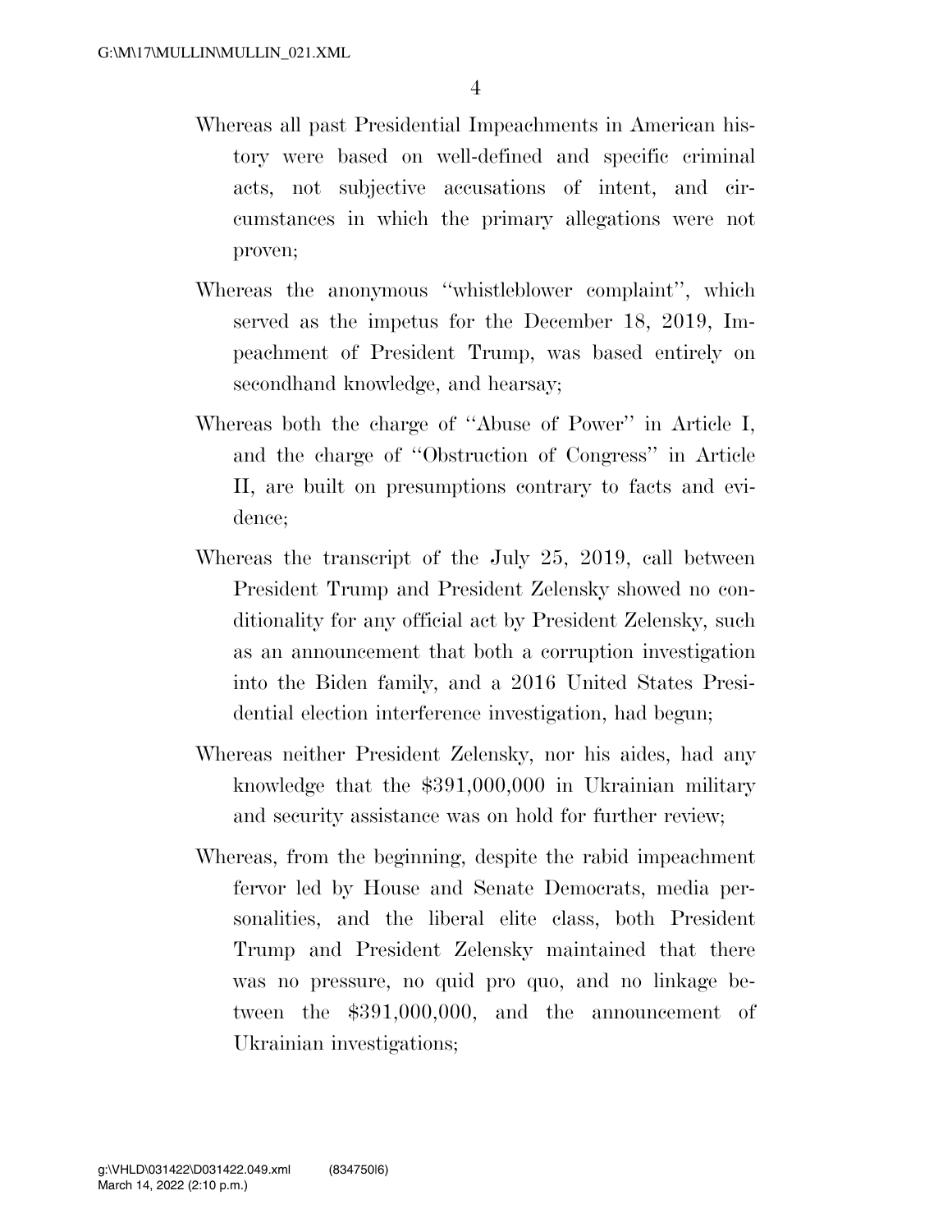Whereas all past Presidential Impeachments in American history were based on well-defined and specific criminal acts, not subjective accusations of intent, and circumstances in which the primary allegations were not proven;

Whereas the anonymous ''whistleblower complaint'', which served as the impetus for the December 18, 2019, Impeachment of President Trump, was based entirely on secondhand knowledge, and hearsay;

Whereas both the charge of ''Abuse of Power'' in Article I, and the charge of ''Obstruction of Congress'' in Article II, are built on presumptions contrary to facts and evidence;

Whereas the transcript of the July 25, 2019, call between President Trump and President Zelensky showed no conditionality for any official act by President Zelensky, such as an announcement that both a corruption investigation into the Biden family, and a 2016 United States Presidential election interference investigation, had begun;

Whereas neither President Zelensky, nor his aides, had any knowledge that the $391,000,000 in Ukrainian military and security assistance was on hold for further review;

Whereas, from the beginning, despite the rabid impeachment fervor led by House and Senate Democrats, media personalities, and the liberal elite class, both President Trump and President Zelensky maintained that there was no pressure, no quid pro quo, and no linkage between the $391,000,000, and the announcement of Ukrainian investigations;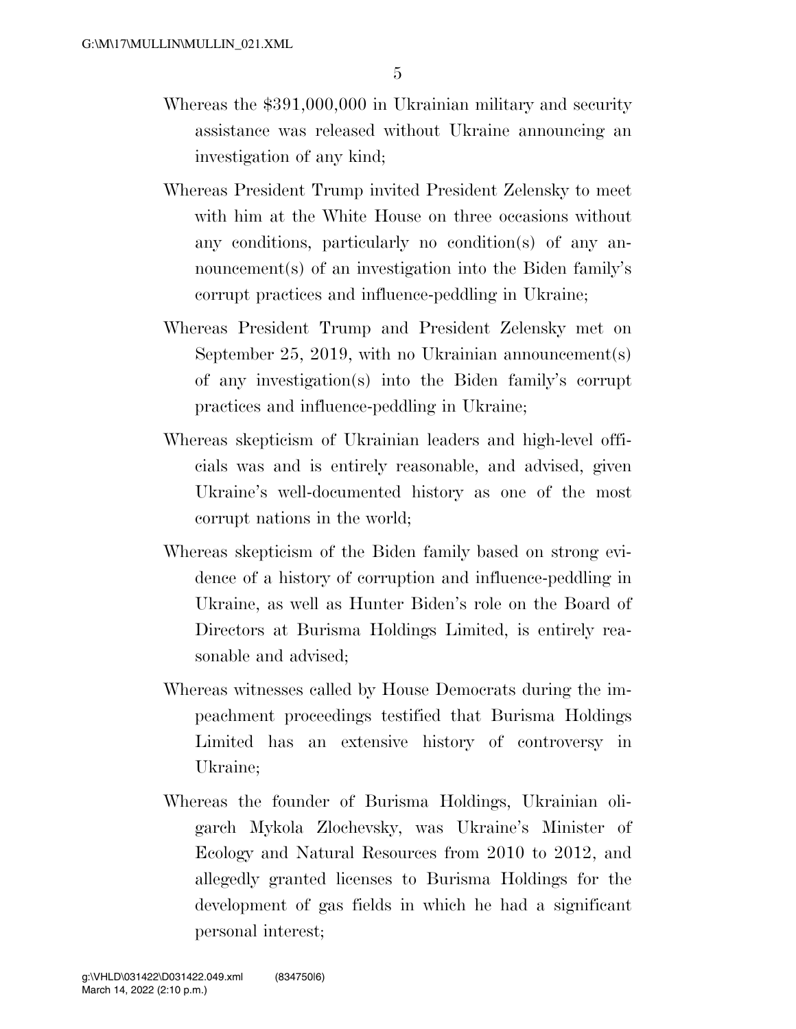Whereas the $391,000,000 in Ukrainian military and security assistance was released without Ukraine announcing an investigation of any kind;

Whereas President Trump invited President Zelensky to meet with him at the White House on three occasions without any conditions, particularly no condition(s) of any announcement(s) of an investigation into the Biden family's corrupt practices and influence-peddling in Ukraine;

Whereas President Trump and President Zelensky met on September 25, 2019, with no Ukrainian announcement(s) of any investigation(s) into the Biden family's corrupt practices and influence-peddling in Ukraine;

Whereas skepticism of Ukrainian leaders and high-level officials was and is entirely reasonable, and advised, given Ukraine's well-documented history as one of the most corrupt nations in the world;

Whereas skepticism of the Biden family based on strong evidence of a history of corruption and influence-peddling in Ukraine, as well as Hunter Biden's role on the Board of Directors at Burisma Holdings Limited, is entirely reasonable and advised;

Whereas witnesses called by House Democrats during the impeachment proceedings testified that Burisma Holdings Limited has an extensive history of controversy in Ukraine;

Whereas the founder of Burisma Holdings, Ukrainian oligarch Mykola Zlochevsky, was Ukraine's Minister of Ecology and Natural Resources from 2010 to 2012, and allegedly granted licenses to Burisma Holdings for the development of gas fields in which he had a significant personal interest;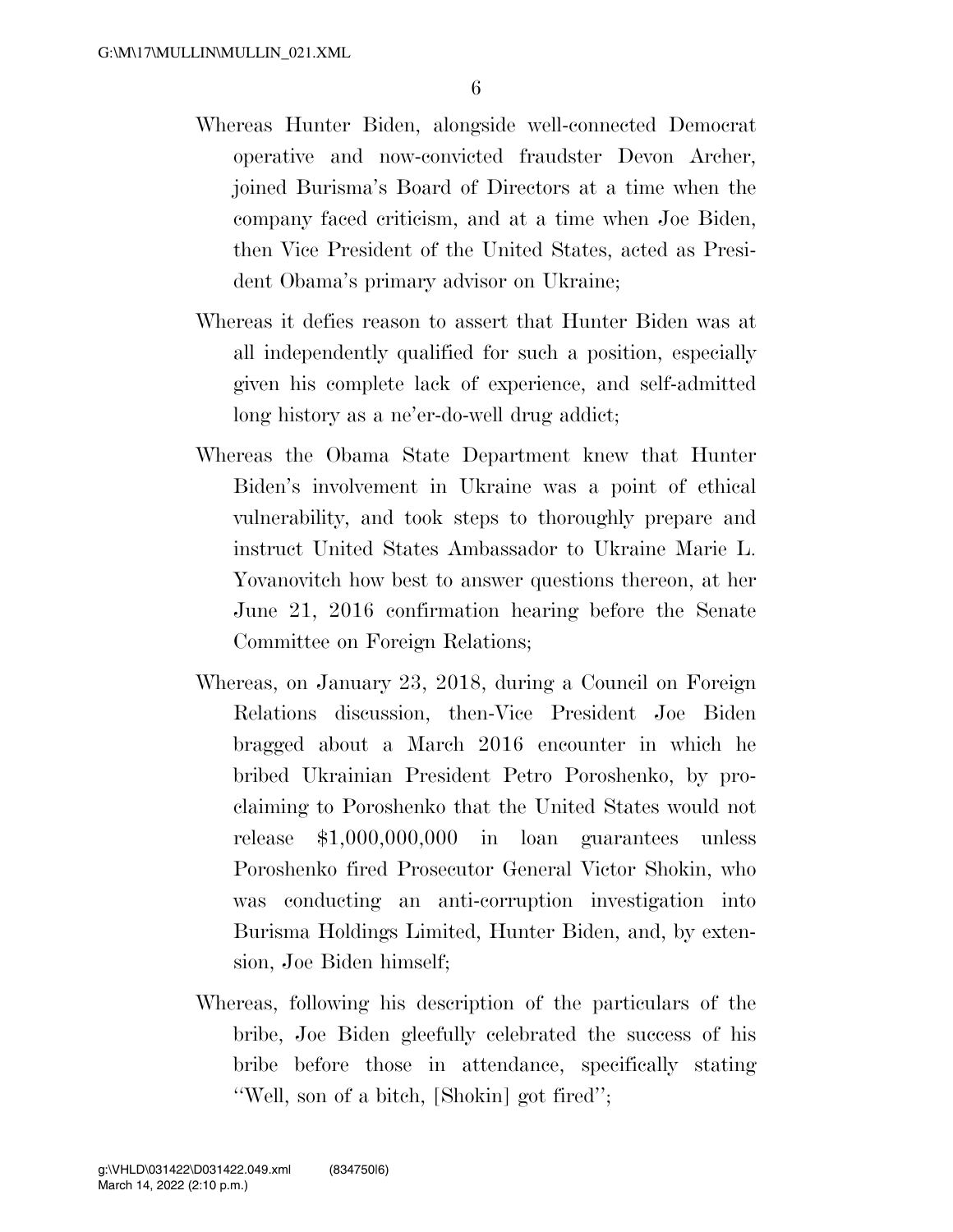Whereas Hunter Biden, alongside well-connected Democrat operative and now-convicted fraudster Devon Archer, joined Burisma's Board of Directors at a time when the company faced criticism, and at a time when Joe Biden, then Vice President of the United States, acted as President Obama's primary advisor on Ukraine;

Whereas it defies reason to assert that Hunter Biden was at all independently qualified for such a position, especially given his complete lack of experience, and self-admitted long history as a ne'er-do-well drug addict;

Whereas the Obama State Department knew that Hunter Biden's involvement in Ukraine was a point of ethical vulnerability, and took steps to thoroughly prepare and instruct United States Ambassador to Ukraine Marie L. Yovanovitch how best to answer questions thereon, at her June 21, 2016 confirmation hearing before the Senate Committee on Foreign Relations;

Whereas, on January 23, 2018, during a Council on Foreign Relations discussion, then-Vice President Joe Biden bragged about a March 2016 encounter in which he bribed Ukrainian President Petro Poroshenko, by proclaiming to Poroshenko that the United States would not release $1,000,000,000 in loan guarantees unless Poroshenko fired Prosecutor General Victor Shokin, who was conducting an anti-corruption investigation into Burisma Holdings Limited, Hunter Biden, and, by extension, Joe Biden himself;

Whereas, following his description of the particulars of the bribe, Joe Biden gleefully celebrated the success of his bribe before those in attendance, specifically stating ''Well, son of a bitch, [Shokin] got fired'';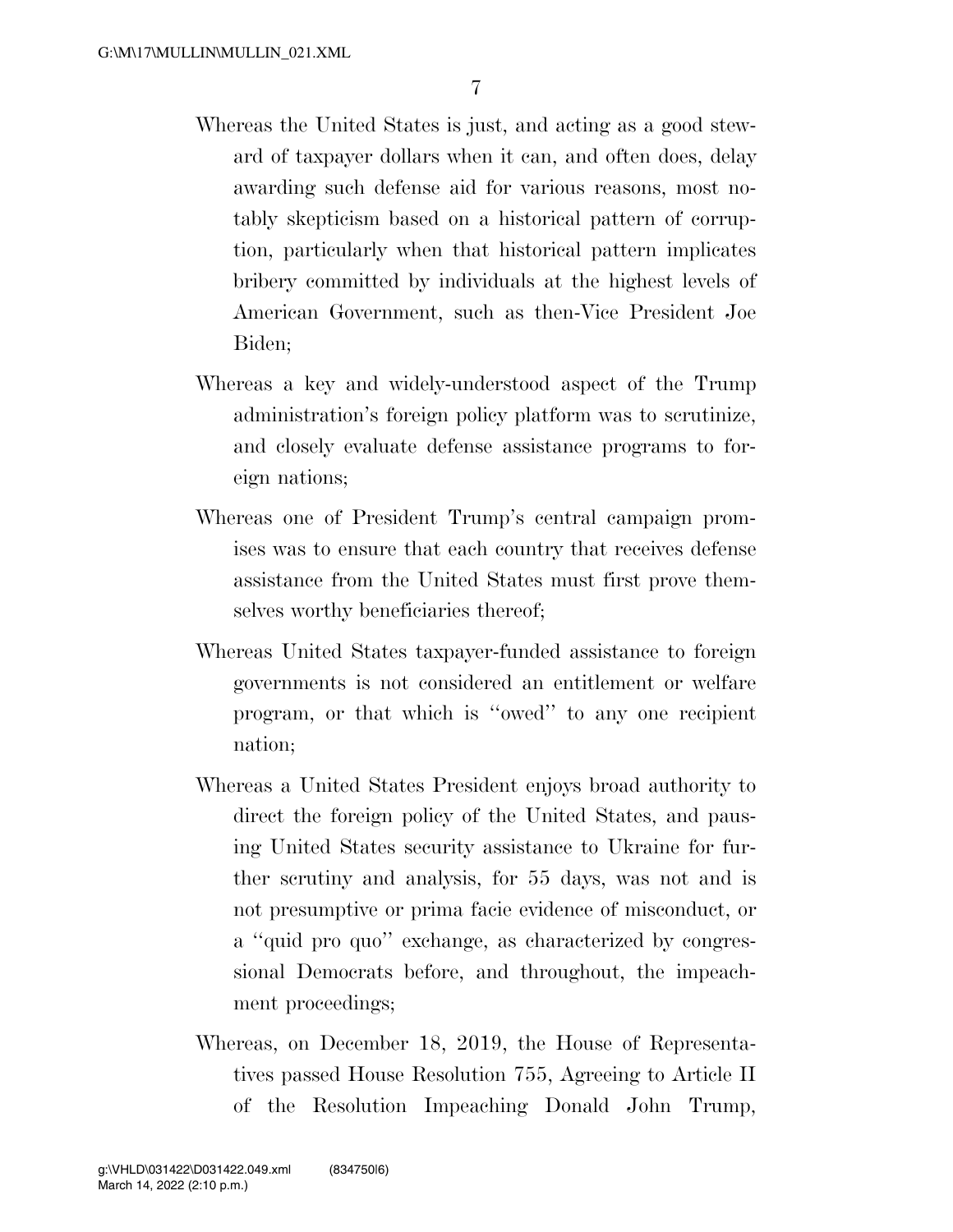Whereas the United States is just, and acting as a good steward of taxpayer dollars when it can, and often does, delay awarding such defense aid for various reasons, most notably skepticism based on a historical pattern of corruption, particularly when that historical pattern implicates bribery committed by individuals at the highest levels of American Government, such as then-Vice President Joe Biden;

Whereas a key and widely-understood aspect of the Trump administration's foreign policy platform was to scrutinize, and closely evaluate defense assistance programs to foreign nations;

Whereas one of President Trump's central campaign promises was to ensure that each country that receives defense assistance from the United States must first prove themselves worthy beneficiaries thereof;

Whereas United States taxpayer-funded assistance to foreign governments is not considered an entitlement or welfare program, or that which is "owed" to any one recipient nation;

Whereas a United States President enjoys broad authority to direct the foreign policy of the United States, and pausing United States security assistance to Ukraine for further scrutiny and analysis, for 55 days, was not and is not presumptive or prima facie evidence of misconduct, or a "quid pro quo" exchange, as characterized by congressional Democrats before, and throughout, the impeachment proceedings;

Whereas, on December 18, 2019, the House of Representatives passed House Resolution 755, Agreeing to Article II of the Resolution Impeaching Donald John Trump,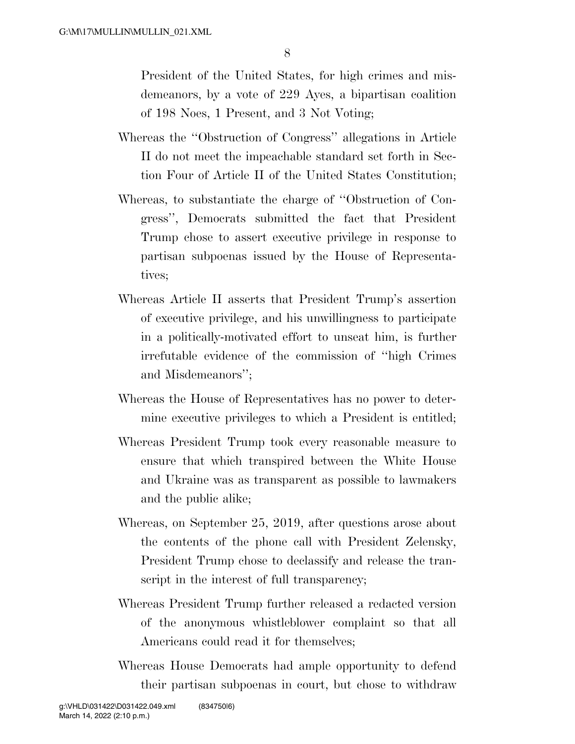President of the United States, for high crimes and misdemeanors, by a vote of 229 Ayes, a bipartisan coalition of 198 Noes, 1 Present, and 3 Not Voting;

Whereas the ''Obstruction of Congress'' allegations in Article II do not meet the impeachable standard set forth in Section Four of Article II of the United States Constitution;

Whereas, to substantiate the charge of ''Obstruction of Congress'', Democrats submitted the fact that President Trump chose to assert executive privilege in response to partisan subpoenas issued by the House of Representatives;

Whereas Article II asserts that President Trump's assertion of executive privilege, and his unwillingness to participate in a politically-motivated effort to unseat him, is further irrefutable evidence of the commission of ''high Crimes and Misdemeanors'';

Whereas the House of Representatives has no power to determine executive privileges to which a President is entitled;

Whereas President Trump took every reasonable measure to ensure that which transpired between the White House and Ukraine was as transparent as possible to lawmakers and the public alike;

Whereas, on September 25, 2019, after questions arose about the contents of the phone call with President Zelensky, President Trump chose to declassify and release the transcript in the interest of full transparency;

Whereas President Trump further released a redacted version of the anonymous whistleblower complaint so that all Americans could read it for themselves;

Whereas House Democrats had ample opportunity to defend their partisan subpoenas in court, but chose to withdraw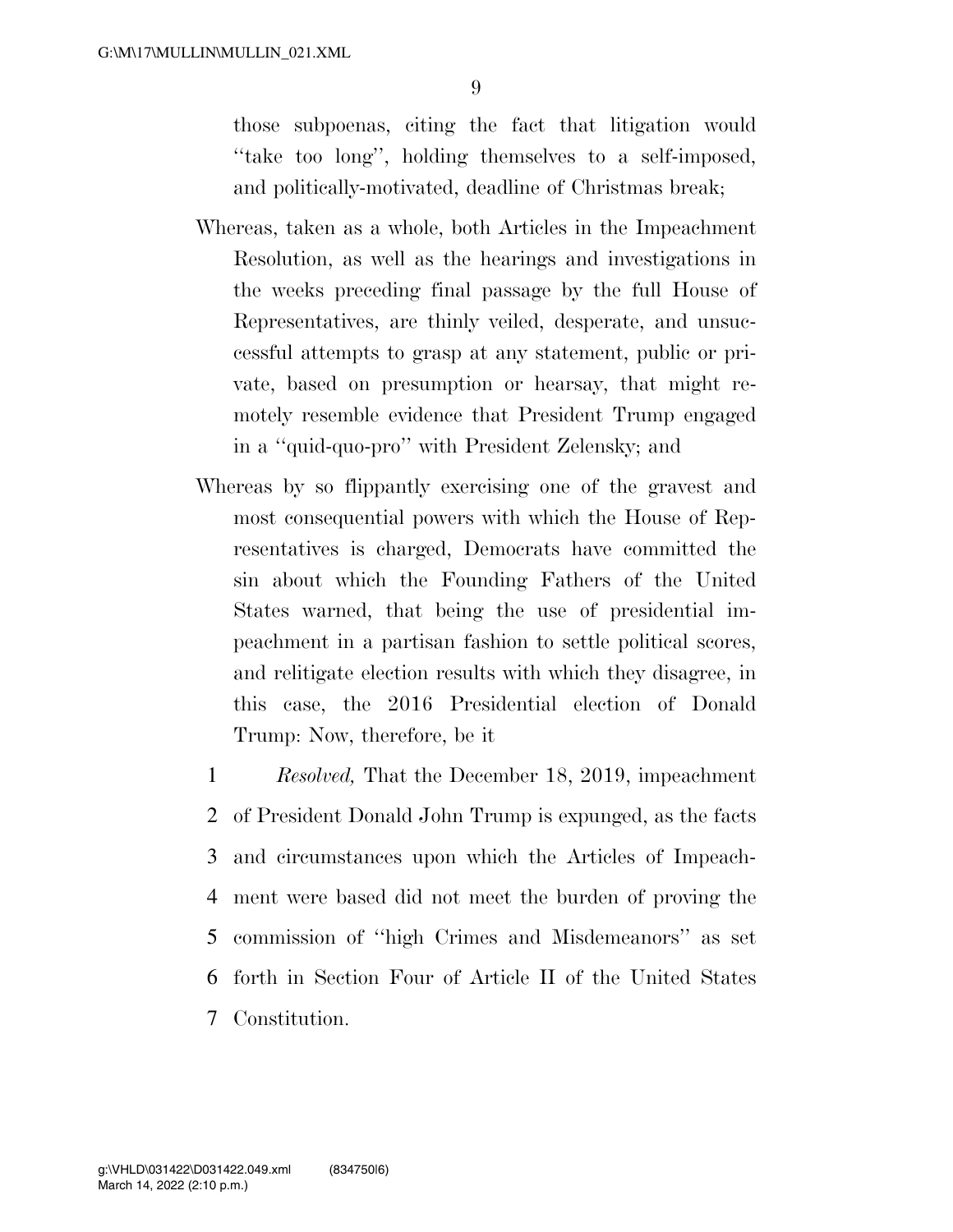those subpoenas, citing the fact that litigation would ''take too long'', holding themselves to a self-imposed, and politically-motivated, deadline of Christmas break;

Whereas, taken as a whole, both Articles in the Impeachment Resolution, as well as the hearings and investigations in the weeks preceding final passage by the full House of Representatives, are thinly veiled, desperate, and unsuccessful attempts to grasp at any statement, public or private, based on presumption or hearsay, that might remotely resemble evidence that President Trump engaged in a ''quid-quo-pro'' with President Zelensky; and

Whereas by so flippantly exercising one of the gravest and most consequential powers with which the House of Representatives is charged, Democrats have committed the sin about which the Founding Fathers of the United States warned, that being the use of presidential impeachment in a partisan fashion to settle political scores, and relitigate election results with which they disagree, in this case, the 2016 Presidential election of Donald Trump: Now, therefore, be it

*Resolved,* That the December 18, 2019, impeachment of President Donald John Trump is expunged, as the facts and circumstances upon which the Articles of Impeachment were based did not meet the burden of proving the commission of ''high Crimes and Misdemeanors'' as set forth in Section Four of Article II of the United States Constitution.